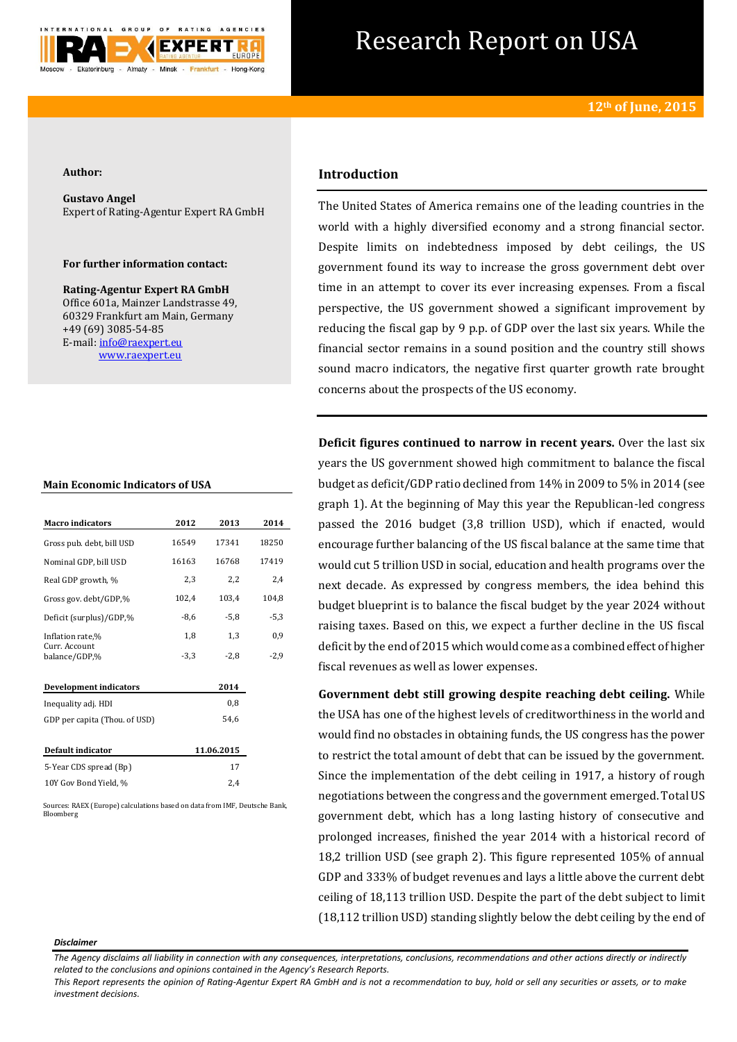# Research Report on USA

**12th of June, 2015**

**Author:**

**Gustavo Angel**
Expert of Rating-Agentur Expert RA GmbH

**For further information contact:**

**Rating-Agentur Expert RA GmbH**
Office 601a, Mainzer Landstrasse 49,
60329 Frankfurt am Main, Germany
+49 (69) 3085-54-85
E-mail: info@raexpert.eu
www.raexpert.eu

## Introduction

The United States of America remains one of the leading countries in the world with a highly diversified economy and a strong financial sector. Despite limits on indebtedness imposed by debt ceilings, the US government found its way to increase the gross government debt over time in an attempt to cover its ever increasing expenses. From a fiscal perspective, the US government showed a significant improvement by reducing the fiscal gap by 9 p.p. of GDP over the last six years. While the financial sector remains in a sound position and the country still shows sound macro indicators, the negative first quarter growth rate brought concerns about the prospects of the US economy.

### Main Economic Indicators of USA

| Macro indicators | 2012 | 2013 | 2014 |
|---|---|---|---|
| Gross pub. debt, bill USD | 16549 | 17341 | 18250 |
| Nominal GDP, bill USD | 16163 | 16768 | 17419 |
| Real GDP growth, % | 2,3 | 2,2 | 2,4 |
| Gross gov. debt/GDP,% | 102,4 | 103,4 | 104,8 |
| Deficit (surplus)/GDP,% | -8,6 | -5,8 | -5,3 |
| Inflation rate,% | 1,8 | 1,3 | 0,9 |
| Curr. Account balance/GDP,% | -3,3 | -2,8 | -2,9 |

| Development indicators | 2014 |
|---|---|
| Inequality adj. HDI | 0,8 |
| GDP per capita (Thou. of USD) | 54,6 |

| Default indicator | 11.06.2015 |
|---|---|
| 5-Year CDS spread (Bp) | 17 |
| 10Y Gov Bond Yield, % | 2,4 |

Sources: RAEX (Europe) calculations based on data from IMF, Deutsche Bank, Bloomberg

**Deficit figures continued to narrow in recent years.** Over the last six years the US government showed high commitment to balance the fiscal budget as deficit/GDP ratio declined from 14% in 2009 to 5% in 2014 (see graph 1). At the beginning of May this year the Republican-led congress passed the 2016 budget (3,8 trillion USD), which if enacted, would encourage further balancing of the US fiscal balance at the same time that would cut 5 trillion USD in social, education and health programs over the next decade. As expressed by congress members, the idea behind this budget blueprint is to balance the fiscal budget by the year 2024 without raising taxes. Based on this, we expect a further decline in the US fiscal deficit by the end of 2015 which would come as a combined effect of higher fiscal revenues as well as lower expenses.

**Government debt still growing despite reaching debt ceiling.** While the USA has one of the highest levels of creditworthiness in the world and would find no obstacles in obtaining funds, the US congress has the power to restrict the total amount of debt that can be issued by the government. Since the implementation of the debt ceiling in 1917, a history of rough negotiations between the congress and the government emerged. Total US government debt, which has a long lasting history of consecutive and prolonged increases, finished the year 2014 with a historical record of 18,2 trillion USD (see graph 2). This figure represented 105% of annual GDP and 333% of budget revenues and lays a little above the current debt ceiling of 18,113 trillion USD. Despite the part of the debt subject to limit (18,112 trillion USD) standing slightly below the debt ceiling by the end of

*Disclaimer*

*The Agency disclaims all liability in connection with any consequences, interpretations, conclusions, recommendations and other actions directly or indirectly related to the conclusions and opinions contained in the Agency's Research Reports.*
*This Report represents the opinion of Rating-Agentur Expert RA GmbH and is not a recommendation to buy, hold or sell any securities or assets, or to make investment decisions.*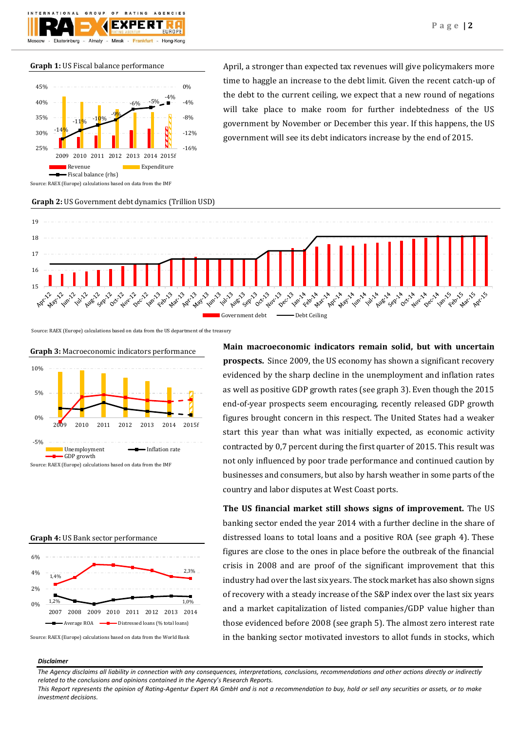**Graph 1:** US Fiscal balance performance

Source: RAEX (Europe) calculations based on data from the IMF

April, a stronger than expected tax revenues will give policymakers more time to haggle an increase to the debt limit. Given the recent catch-up of the debt to the current ceiling, we expect that a new round of negations will take place to make room for further indebtedness of the US government by November or December this year. If this happens, the US government will see its debt indicators increase by the end of 2015.

**Graph 2:** US Government debt dynamics (Trillion USD)

Source: RAEX (Europe) calculations based on data from the US department of the treasury

**Graph 3:** Macroeconomic indicators performance

Source: RAEX (Europe) calculations based on data from the IMF

**Main macroeconomic indicators remain solid, but with uncertain prospects.** Since 2009, the US economy has shown a significant recovery evidenced by the sharp decline in the unemployment and inflation rates as well as positive GDP growth rates (see graph 3). Even though the 2015 end-of-year prospects seem encouraging, recently released GDP growth figures brought concern in this respect. The United States had a weaker start this year than what was initially expected, as economic activity contracted by 0,7 percent during the first quarter of 2015. This result was not only influenced by poor trade performance and continued caution by businesses and consumers, but also by harsh weather in some parts of the country and labor disputes at West Coast ports.

**Graph 4:** US Bank sector performance

Source: RAEX (Europe) calculations based on data from the World Bank

**The US financial market still shows signs of improvement.** The US banking sector ended the year 2014 with a further decline in the share of distressed loans to total loans and a positive ROA (see graph 4). These figures are close to the ones in place before the outbreak of the financial crisis in 2008 and are proof of the significant improvement that this industry had over the last six years. The stock market has also shown signs of recovery with a steady increase of the S&P index over the last six years and a market capitalization of listed companies/GDP value higher than those evidenced before 2008 (see graph 5). The almost zero interest rate in the banking sector motivated investors to allot funds in stocks, which

***Disclaimer***

*The Agency disclaims all liability in connection with any consequences, interpretations, conclusions, recommendations and other actions directly or indirectly related to the conclusions and opinions contained in the Agency's Research Reports.*
*This Report represents the opinion of Rating-Agentur Expert RA GmbH and is not a recommendation to buy, hold or sell any securities or assets, or to make investment decisions.*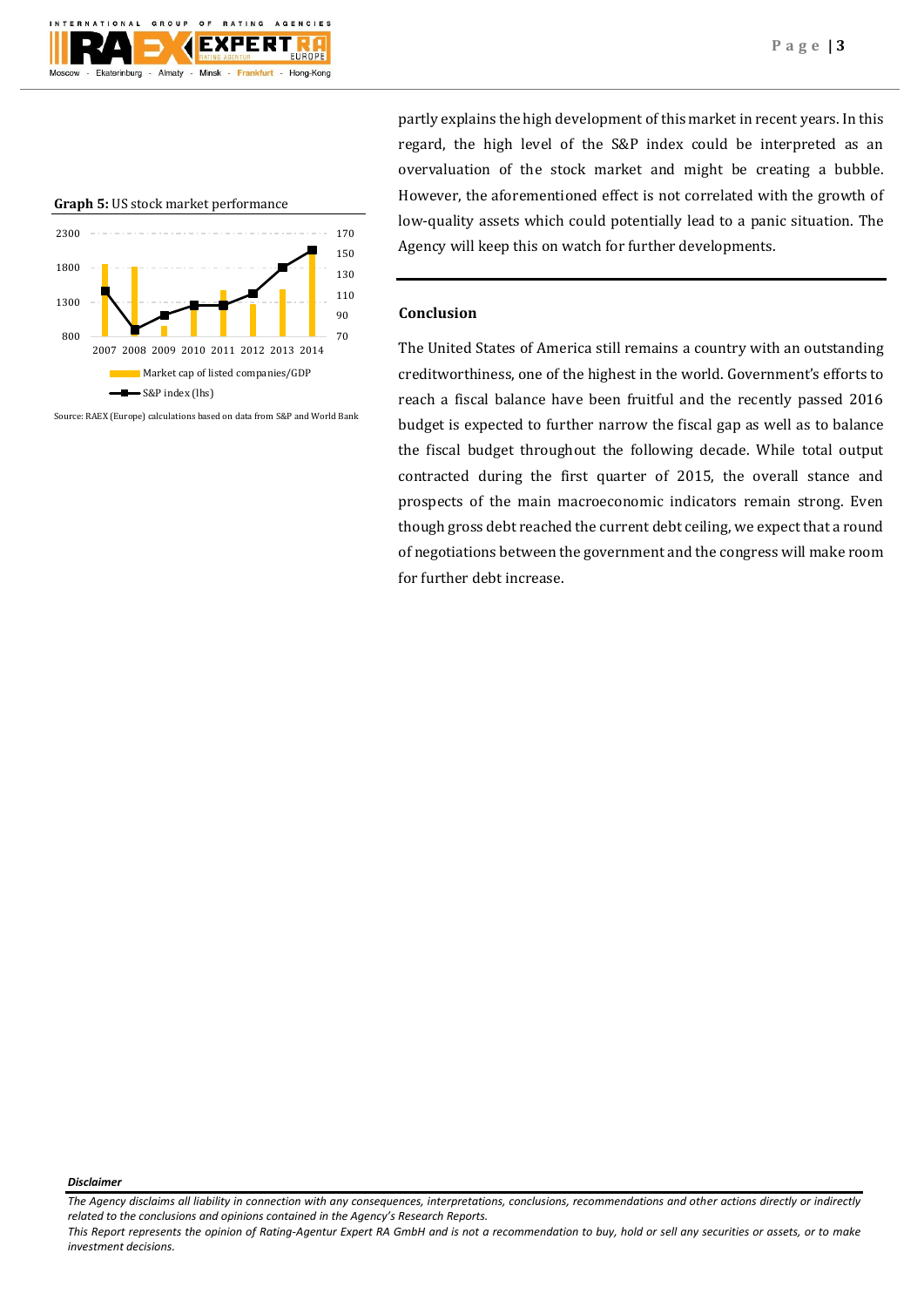**Graph 5:** US stock market performance

2300
1800
1300
800

170
150
130
110
90
70

2007 2008 2009 2010 2011 2012 2013 2014

Market cap of listed companies/GDP

S&P index (lhs)

Source: RAEX (Europe) calculations based on data from S&P and World Bank

partly explains the high development of this market in recent years. In this regard, the high level of the S&P index could be interpreted as an overvaluation of the stock market and might be creating a bubble. However, the aforementioned effect is not correlated with the growth of low-quality assets which could potentially lead to a panic situation. The Agency will keep this on watch for further developments.

## Conclusion

The United States of America still remains a country with an outstanding creditworthiness, one of the highest in the world. Government's efforts to reach a fiscal balance have been fruitful and the recently passed 2016 budget is expected to further narrow the fiscal gap as well as to balance the fiscal budget throughout the following decade. While total output contracted during the first quarter of 2015, the overall stance and prospects of the main macroeconomic indicators remain strong. Even though gross debt reached the current debt ceiling, we expect that a round of negotiations between the government and the congress will make room for further debt increase.

***Disclaimer***

*The Agency disclaims all liability in connection with any consequences, interpretations, conclusions, recommendations and other actions directly or indirectly related to the conclusions and opinions contained in the Agency's Research Reports.*

*This Report represents the opinion of Rating-Agentur Expert RA GmbH and is not a recommendation to buy, hold or sell any securities or assets, or to make investment decisions.*